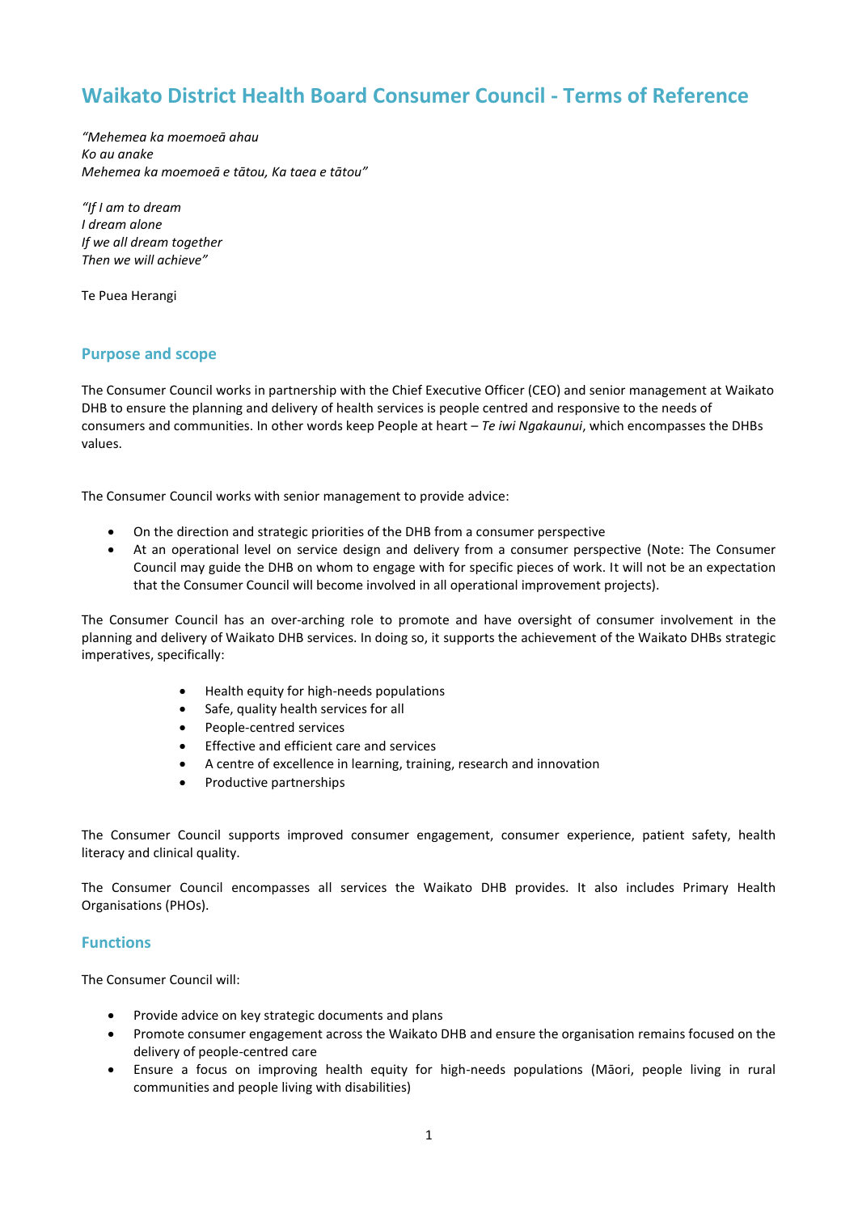# Waikato District Health Board Consumer Council - Terms of Reference

*"Mehemea ka moemoeā ahau*
*Ko au anake*
*Mehemea ka moemoeā e tātou, Ka taea e tātou"*

*"If I am to dream*
*I dream alone*
*If we all dream together*
*Then we will achieve"*

Te Puea Herangi

## Purpose and scope

The Consumer Council works in partnership with the Chief Executive Officer (CEO) and senior management at Waikato DHB to ensure the planning and delivery of health services is people centred and responsive to the needs of consumers and communities. In other words keep People at heart – *Te iwi Ngakaunui*, which encompasses the DHBs values.

The Consumer Council works with senior management to provide advice:

- On the direction and strategic priorities of the DHB from a consumer perspective
- At an operational level on service design and delivery from a consumer perspective (Note: The Consumer Council may guide the DHB on whom to engage with for specific pieces of work. It will not be an expectation that the Consumer Council will become involved in all operational improvement projects).

The Consumer Council has an over-arching role to promote and have oversight of consumer involvement in the planning and delivery of Waikato DHB services. In doing so, it supports the achievement of the Waikato DHBs strategic imperatives, specifically:

- Health equity for high-needs populations
- Safe, quality health services for all
- People-centred services
- Effective and efficient care and services
- A centre of excellence in learning, training, research and innovation
- Productive partnerships

The Consumer Council supports improved consumer engagement, consumer experience, patient safety, health literacy and clinical quality.

The Consumer Council encompasses all services the Waikato DHB provides. It also includes Primary Health Organisations (PHOs).

## Functions

The Consumer Council will:

- Provide advice on key strategic documents and plans
- Promote consumer engagement across the Waikato DHB and ensure the organisation remains focused on the delivery of people-centred care
- Ensure a focus on improving health equity for high-needs populations (Māori, people living in rural communities and people living with disabilities)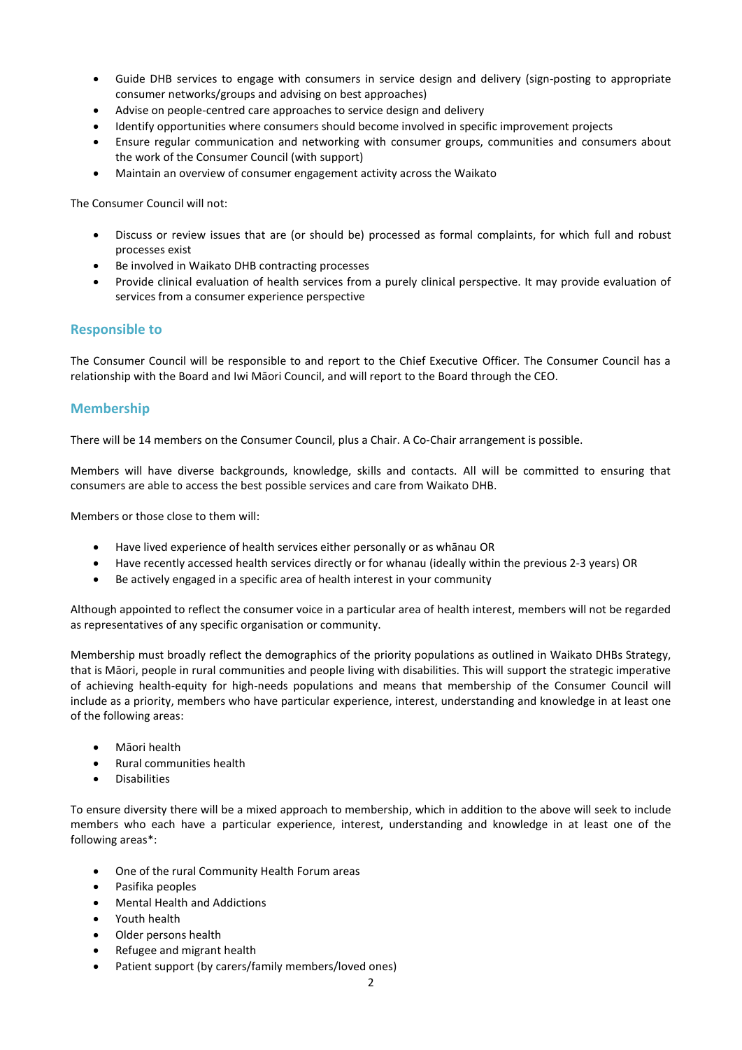- Guide DHB services to engage with consumers in service design and delivery (sign-posting to appropriate consumer networks/groups and advising on best approaches)
- Advise on people-centred care approaches to service design and delivery
- Identify opportunities where consumers should become involved in specific improvement projects
- Ensure regular communication and networking with consumer groups, communities and consumers about the work of the Consumer Council (with support)
- Maintain an overview of consumer engagement activity across the Waikato

The Consumer Council will not:

- Discuss or review issues that are (or should be) processed as formal complaints, for which full and robust processes exist
- Be involved in Waikato DHB contracting processes
- Provide clinical evaluation of health services from a purely clinical perspective. It may provide evaluation of services from a consumer experience perspective

## Responsible to

The Consumer Council will be responsible to and report to the Chief Executive Officer. The Consumer Council has a relationship with the Board and Iwi Māori Council, and will report to the Board through the CEO.

## Membership

There will be 14 members on the Consumer Council, plus a Chair. A Co-Chair arrangement is possible.

Members will have diverse backgrounds, knowledge, skills and contacts. All will be committed to ensuring that consumers are able to access the best possible services and care from Waikato DHB.

Members or those close to them will:

- Have lived experience of health services either personally or as whānau OR
- Have recently accessed health services directly or for whanau (ideally within the previous 2-3 years) OR
- Be actively engaged in a specific area of health interest in your community

Although appointed to reflect the consumer voice in a particular area of health interest, members will not be regarded as representatives of any specific organisation or community.

Membership must broadly reflect the demographics of the priority populations as outlined in Waikato DHBs Strategy, that is Māori, people in rural communities and people living with disabilities. This will support the strategic imperative of achieving health-equity for high-needs populations and means that membership of the Consumer Council will include as a priority, members who have particular experience, interest, understanding and knowledge in at least one of the following areas:

- Māori health
- Rural communities health
- Disabilities

To ensure diversity there will be a mixed approach to membership, which in addition to the above will seek to include members who each have a particular experience, interest, understanding and knowledge in at least one of the following areas*:

- One of the rural Community Health Forum areas
- Pasifika peoples
- Mental Health and Addictions
- Youth health
- Older persons health
- Refugee and migrant health
- Patient support (by carers/family members/loved ones)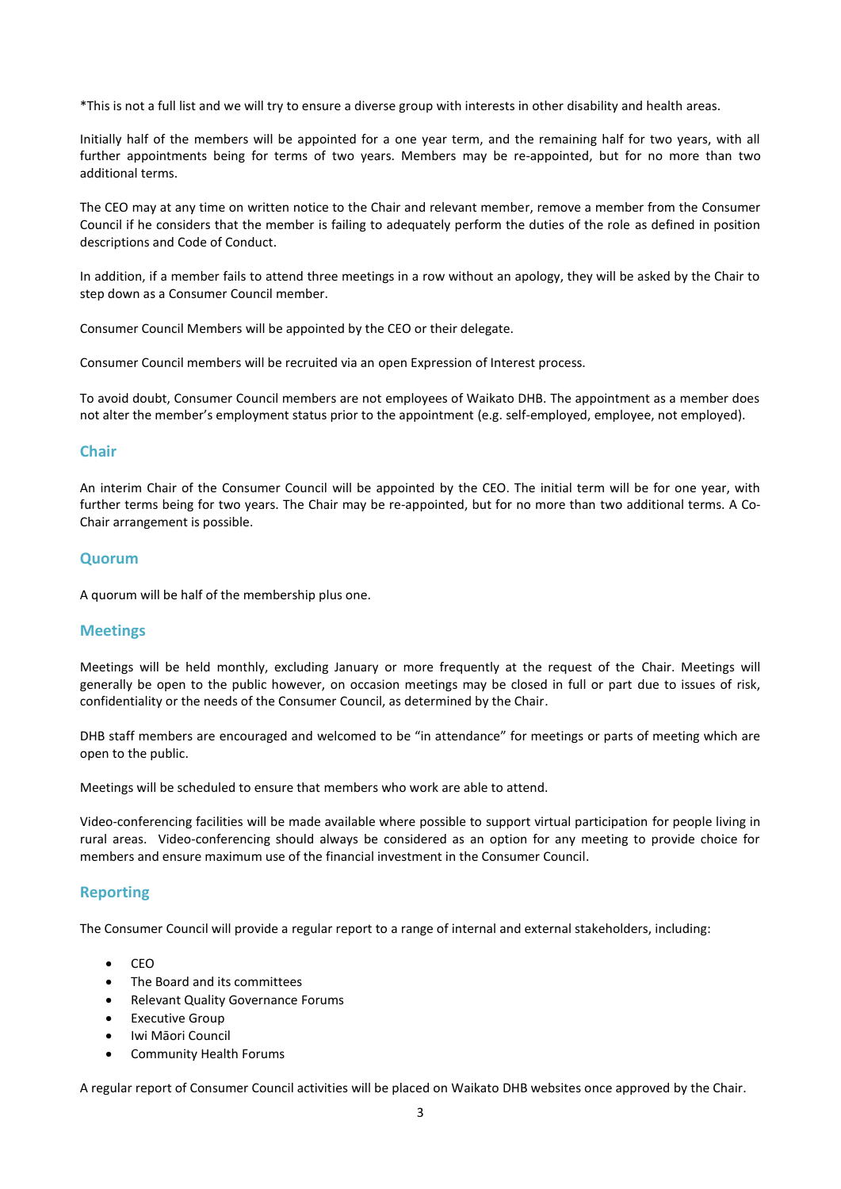*This is not a full list and we will try to ensure a diverse group with interests in other disability and health areas.

Initially half of the members will be appointed for a one year term, and the remaining half for two years, with all further appointments being for terms of two years. Members may be re-appointed, but for no more than two additional terms.

The CEO may at any time on written notice to the Chair and relevant member, remove a member from the Consumer Council if he considers that the member is failing to adequately perform the duties of the role as defined in position descriptions and Code of Conduct.

In addition, if a member fails to attend three meetings in a row without an apology, they will be asked by the Chair to step down as a Consumer Council member.

Consumer Council Members will be appointed by the CEO or their delegate.

Consumer Council members will be recruited via an open Expression of Interest process.

To avoid doubt, Consumer Council members are not employees of Waikato DHB. The appointment as a member does not alter the member's employment status prior to the appointment (e.g. self-employed, employee, not employed).

## Chair

An interim Chair of the Consumer Council will be appointed by the CEO. The initial term will be for one year, with further terms being for two years. The Chair may be re-appointed, but for no more than two additional terms. A Co-Chair arrangement is possible.

## Quorum

A quorum will be half of the membership plus one.

## Meetings

Meetings will be held monthly, excluding January or more frequently at the request of the Chair. Meetings will generally be open to the public however, on occasion meetings may be closed in full or part due to issues of risk, confidentiality or the needs of the Consumer Council, as determined by the Chair.

DHB staff members are encouraged and welcomed to be "in attendance" for meetings or parts of meeting which are open to the public.

Meetings will be scheduled to ensure that members who work are able to attend.

Video-conferencing facilities will be made available where possible to support virtual participation for people living in rural areas. Video-conferencing should always be considered as an option for any meeting to provide choice for members and ensure maximum use of the financial investment in the Consumer Council.

## Reporting

The Consumer Council will provide a regular report to a range of internal and external stakeholders, including:

- CEO
- The Board and its committees
- Relevant Quality Governance Forums
- Executive Group
- Iwi Māori Council
- Community Health Forums

A regular report of Consumer Council activities will be placed on Waikato DHB websites once approved by the Chair.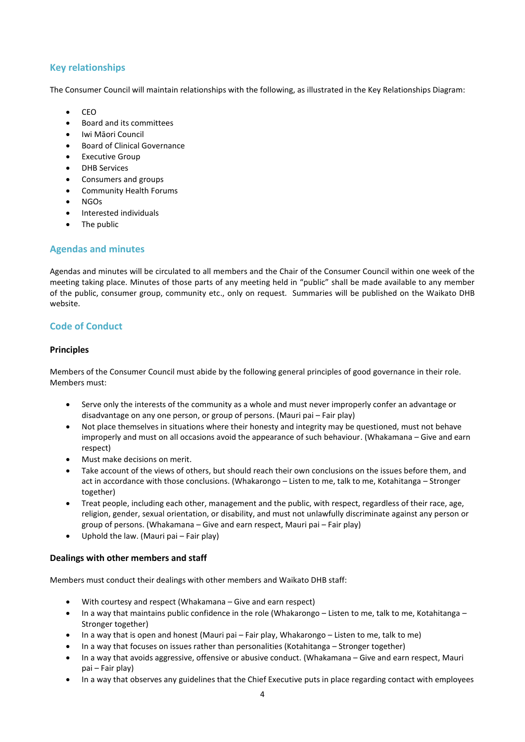## Key relationships

The Consumer Council will maintain relationships with the following, as illustrated in the Key Relationships Diagram:

- CEO
- Board and its committees
- Iwi Māori Council
- Board of Clinical Governance
- Executive Group
- DHB Services
- Consumers and groups
- Community Health Forums
- NGOs
- Interested individuals
- The public

## Agendas and minutes

Agendas and minutes will be circulated to all members and the Chair of the Consumer Council within one week of the meeting taking place. Minutes of those parts of any meeting held in "public" shall be made available to any member of the public, consumer group, community etc., only on request. Summaries will be published on the Waikato DHB website.

## Code of Conduct

### Principles

Members of the Consumer Council must abide by the following general principles of good governance in their role. Members must:

- Serve only the interests of the community as a whole and must never improperly confer an advantage or disadvantage on any one person, or group of persons. (Mauri pai – Fair play)
- Not place themselves in situations where their honesty and integrity may be questioned, must not behave improperly and must on all occasions avoid the appearance of such behaviour. (Whakamana – Give and earn respect)
- Must make decisions on merit.
- Take account of the views of others, but should reach their own conclusions on the issues before them, and act in accordance with those conclusions. (Whakarongo – Listen to me, talk to me, Kotahitanga – Stronger together)
- Treat people, including each other, management and the public, with respect, regardless of their race, age, religion, gender, sexual orientation, or disability, and must not unlawfully discriminate against any person or group of persons. (Whakamana – Give and earn respect, Mauri pai – Fair play)
- Uphold the law. (Mauri pai – Fair play)

### Dealings with other members and staff

Members must conduct their dealings with other members and Waikato DHB staff:

- With courtesy and respect (Whakamana – Give and earn respect)
- In a way that maintains public confidence in the role (Whakarongo – Listen to me, talk to me, Kotahitanga – Stronger together)
- In a way that is open and honest (Mauri pai – Fair play, Whakarongo – Listen to me, talk to me)
- In a way that focuses on issues rather than personalities (Kotahitanga – Stronger together)
- In a way that avoids aggressive, offensive or abusive conduct. (Whakamana – Give and earn respect, Mauri pai – Fair play)
- In a way that observes any guidelines that the Chief Executive puts in place regarding contact with employees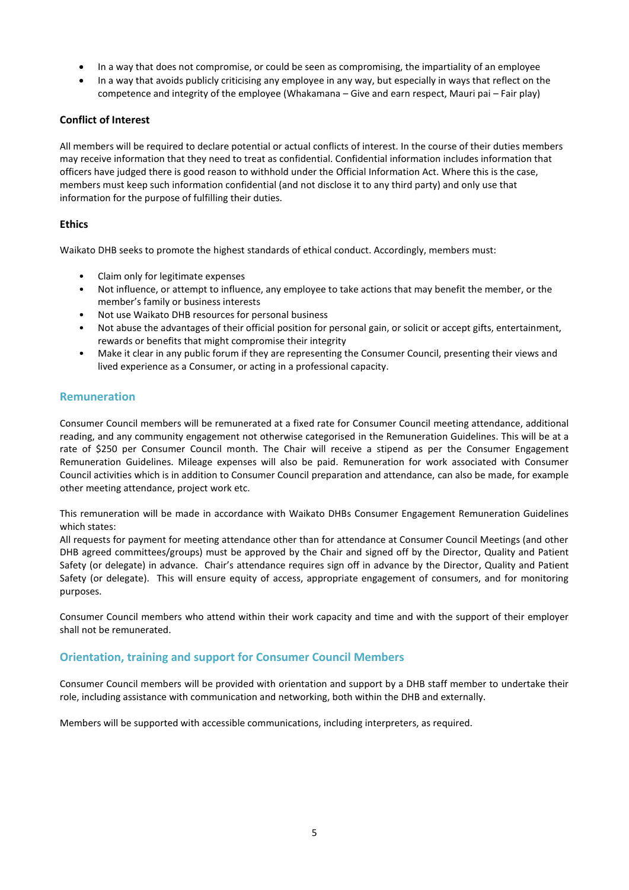- In a way that does not compromise, or could be seen as compromising, the impartiality of an employee
- In a way that avoids publicly criticising any employee in any way, but especially in ways that reflect on the competence and integrity of the employee (Whakamana – Give and earn respect, Mauri pai – Fair play)

**Conflict of Interest**

All members will be required to declare potential or actual conflicts of interest. In the course of their duties members may receive information that they need to treat as confidential. Confidential information includes information that officers have judged there is good reason to withhold under the Official Information Act. Where this is the case, members must keep such information confidential (and not disclose it to any third party) and only use that information for the purpose of fulfilling their duties.

**Ethics**

Waikato DHB seeks to promote the highest standards of ethical conduct. Accordingly, members must:

- Claim only for legitimate expenses
- Not influence, or attempt to influence, any employee to take actions that may benefit the member, or the member's family or business interests
- Not use Waikato DHB resources for personal business
- Not abuse the advantages of their official position for personal gain, or solicit or accept gifts, entertainment, rewards or benefits that might compromise their integrity
- Make it clear in any public forum if they are representing the Consumer Council, presenting their views and lived experience as a Consumer, or acting in a professional capacity.

## Remuneration

Consumer Council members will be remunerated at a fixed rate for Consumer Council meeting attendance, additional reading, and any community engagement not otherwise categorised in the Remuneration Guidelines. This will be at a rate of $250 per Consumer Council month. The Chair will receive a stipend as per the Consumer Engagement Remuneration Guidelines. Mileage expenses will also be paid. Remuneration for work associated with Consumer Council activities which is in addition to Consumer Council preparation and attendance, can also be made, for example other meeting attendance, project work etc.

This remuneration will be made in accordance with Waikato DHBs Consumer Engagement Remuneration Guidelines which states:
All requests for payment for meeting attendance other than for attendance at Consumer Council Meetings (and other DHB agreed committees/groups) must be approved by the Chair and signed off by the Director, Quality and Patient Safety (or delegate) in advance. Chair's attendance requires sign off in advance by the Director, Quality and Patient Safety (or delegate). This will ensure equity of access, appropriate engagement of consumers, and for monitoring purposes.

Consumer Council members who attend within their work capacity and time and with the support of their employer shall not be remunerated.

## Orientation, training and support for Consumer Council Members

Consumer Council members will be provided with orientation and support by a DHB staff member to undertake their role, including assistance with communication and networking, both within the DHB and externally.

Members will be supported with accessible communications, including interpreters, as required.